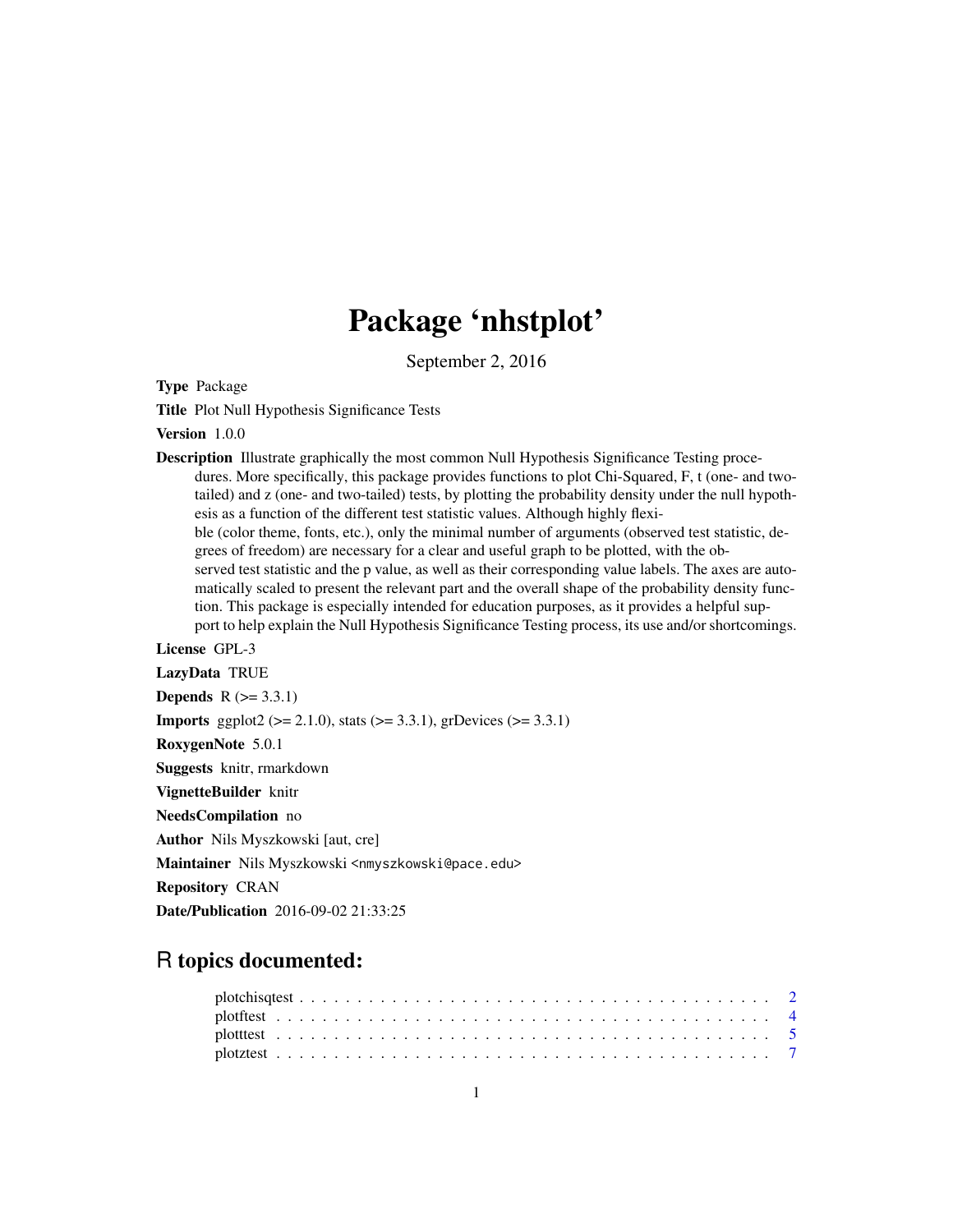# Package 'nhstplot'

September 2, 2016

**Type** Package

**Title** Plot Null Hypothesis Significance Tests

**Version** 1.0.0

**Description** Illustrate graphically the most common Null Hypothesis Significance Testing procedures. More specifically, this package provides functions to plot Chi-Squared, F, t (one- and two-tailed) and z (one- and two-tailed) tests, by plotting the probability density under the null hypothesis as a function of the different test statistic values. Although highly flexible (color theme, fonts, etc.), only the minimal number of arguments (observed test statistic, degrees of freedom) are necessary for a clear and useful graph to be plotted, with the observed test statistic and the p value, as well as their corresponding value labels. The axes are automatically scaled to present the relevant part and the overall shape of the probability density function. This package is especially intended for education purposes, as it provides a helpful support to help explain the Null Hypothesis Significance Testing process, its use and/or shortcomings.

**License** GPL-3

**LazyData** TRUE

**Depends** R (>= 3.3.1)

**Imports** ggplot2 (>= 2.1.0), stats (>= 3.3.1), grDevices (>= 3.3.1)

**RoxygenNote** 5.0.1

**Suggests** knitr, rmarkdown

**VignetteBuilder** knitr

**NeedsCompilation** no

**Author** Nils Myszkowski [aut, cre]

**Maintainer** Nils Myszkowski <nmyszkowski@pace.edu>

**Repository** CRAN

**Date/Publication** 2016-09-02 21:33:25

## R topics documented:

- plotchisqtest . . . . . . . . . . . . . . . . . . . . . . . . . . . . . . . . . . . . . . . . 2
- plotftest . . . . . . . . . . . . . . . . . . . . . . . . . . . . . . . . . . . . . . . . . . . 4
- plotttest . . . . . . . . . . . . . . . . . . . . . . . . . . . . . . . . . . . . . . . . . . . 5
- plotztest . . . . . . . . . . . . . . . . . . . . . . . . . . . . . . . . . . . . . . . . . . . 7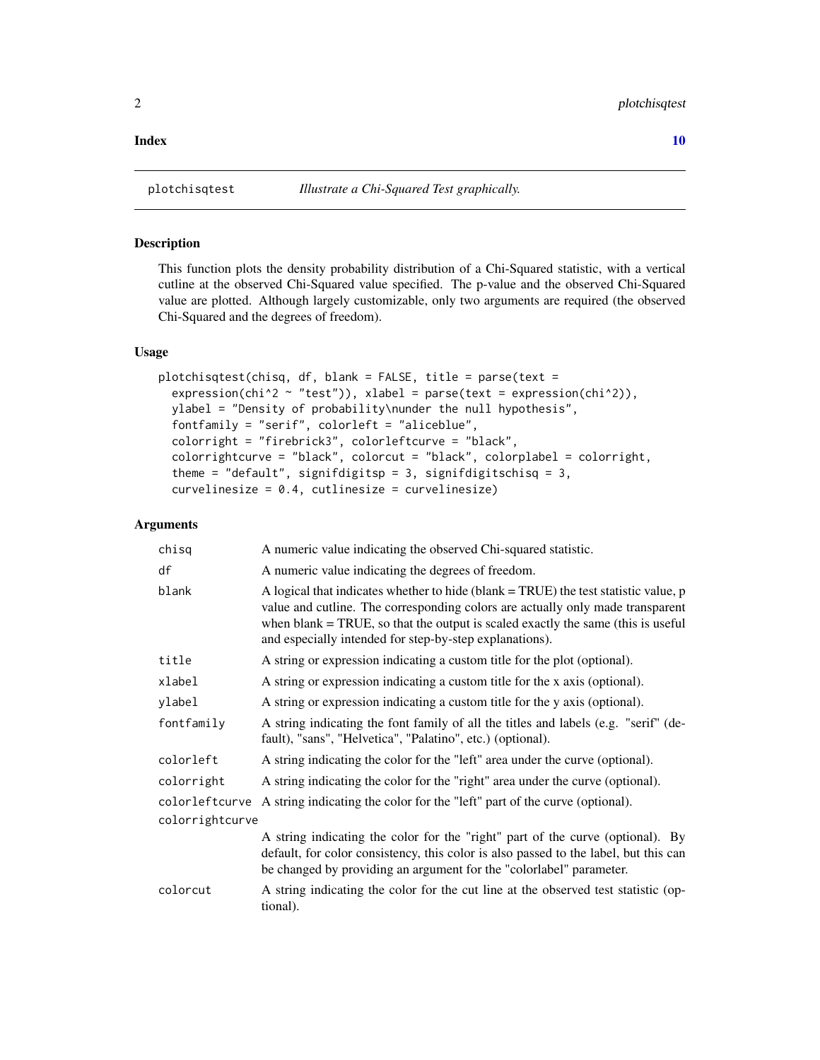**Index** **10**

---

plotchisqtest *Illustrate a Chi-Squared Test graphically.*

---

## Description

This function plots the density probability distribution of a Chi-Squared statistic, with a vertical cutline at the observed Chi-Squared value specified. The p-value and the observed Chi-Squared value are plotted. Although largely customizable, only two arguments are required (the observed Chi-Squared and the degrees of freedom).

## Usage

```
plotchisqtest(chisq, df, blank = FALSE, title = parse(text =
  expression(chi^2 ~ "test")), xlabel = parse(text = expression(chi^2)),
  ylabel = "Density of probability\nunder the null hypothesis",
  fontfamily = "serif", colorleft = "aliceblue",
  colorright = "firebrick3", colorleftcurve = "black",
  colorrightcurve = "black", colorcut = "black", colorplabel = colorright,
  theme = "default", signifdigitsp = 3, signifdigitschisq = 3,
  curvelinesize = 0.4, cutlinesize = curvelinesize)
```

## Arguments

| | |
|---|---|
| chisq | A numeric value indicating the observed Chi-squared statistic. |
| df | A numeric value indicating the degrees of freedom. |
| blank | A logical that indicates whether to hide (blank = TRUE) the test statistic value, p value and cutline. The corresponding colors are actually only made transparent when blank = TRUE, so that the output is scaled exactly the same (this is useful and especially intended for step-by-step explanations). |
| title | A string or expression indicating a custom title for the plot (optional). |
| xlabel | A string or expression indicating a custom title for the x axis (optional). |
| ylabel | A string or expression indicating a custom title for the y axis (optional). |
| fontfamily | A string indicating the font family of all the titles and labels (e.g. "serif" (default), "sans", "Helvetica", "Palatino", etc.) (optional). |
| colorleft | A string indicating the color for the "left" area under the curve (optional). |
| colorright | A string indicating the color for the "right" area under the curve (optional). |
| colorleftcurve | A string indicating the color for the "left" part of the curve (optional). |
| colorrightcurve | A string indicating the color for the "right" part of the curve (optional). By default, for color consistency, this color is also passed to the label, but this can be changed by providing an argument for the "colorlabel" parameter. |
| colorcut | A string indicating the color for the cut line at the observed test statistic (optional). |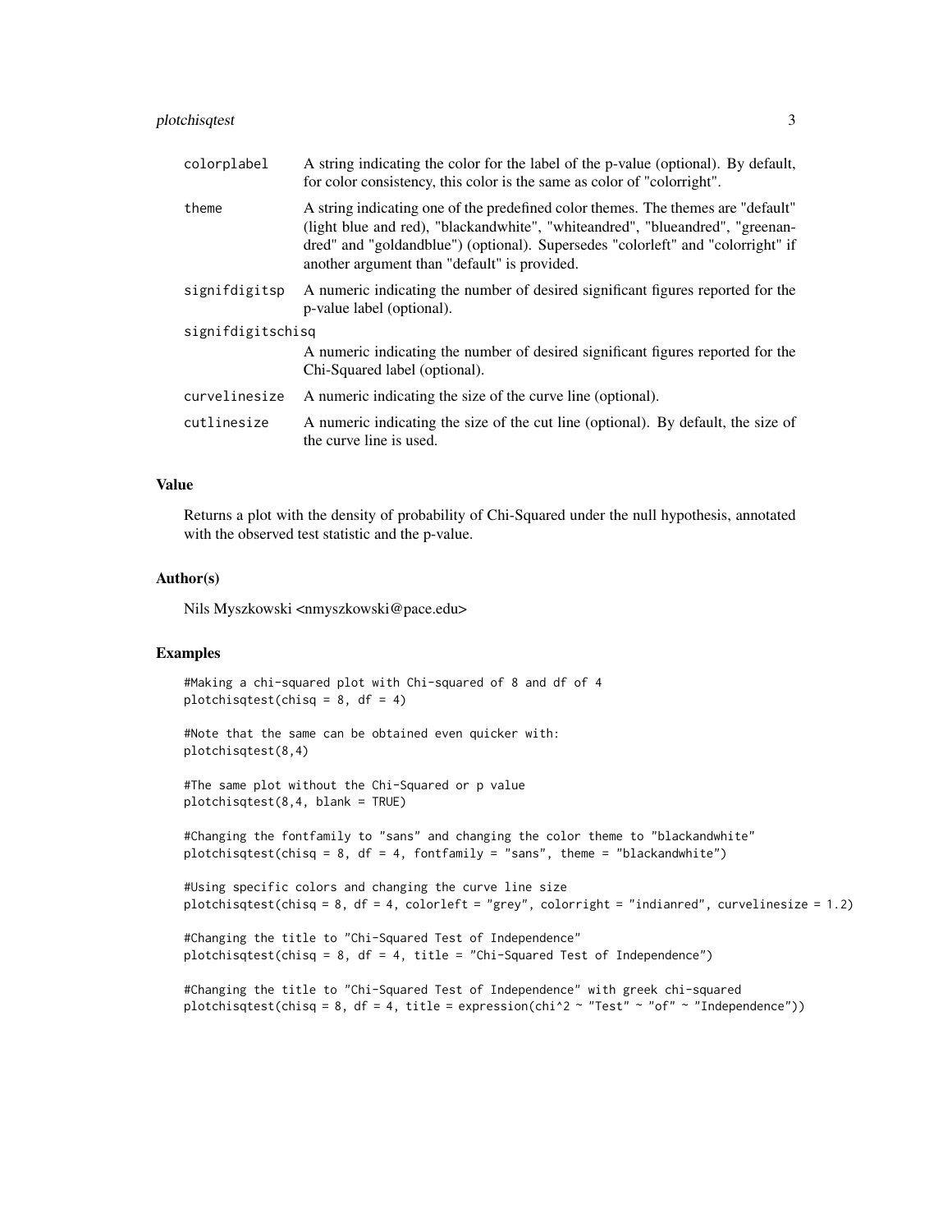| | |
|---|---|
| colorplabel | A string indicating the color for the label of the p-value (optional). By default, for color consistency, this color is the same as color of "colorright". |
| theme | A string indicating one of the predefined color themes. The themes are "default" (light blue and red), "blackandwhite", "whiteandred", "blueandred", "greenandred" and "goldandblue") (optional). Supersedes "colorleft" and "colorright" if another argument than "default" is provided. |
| signifdigitsp | A numeric indicating the number of desired significant figures reported for the p-value label (optional). |
| signifdigitschisq | A numeric indicating the number of desired significant figures reported for the Chi-Squared label (optional). |
| curvelinesize | A numeric indicating the size of the curve line (optional). |
| cutlinesize | A numeric indicating the size of the cut line (optional). By default, the size of the curve line is used. |

## Value

Returns a plot with the density of probability of Chi-Squared under the null hypothesis, annotated with the observed test statistic and the p-value.

## Author(s)

Nils Myszkowski <nmyszkowski@pace.edu>

## Examples

```
#Making a chi-squared plot with Chi-squared of 8 and df of 4
plotchisqtest(chisq = 8, df = 4)

#Note that the same can be obtained even quicker with:
plotchisqtest(8,4)

#The same plot without the Chi-Squared or p value
plotchisqtest(8,4, blank = TRUE)

#Changing the fontfamily to "sans" and changing the color theme to "blackandwhite"
plotchisqtest(chisq = 8, df = 4, fontfamily = "sans", theme = "blackandwhite")

#Using specific colors and changing the curve line size
plotchisqtest(chisq = 8, df = 4, colorleft = "grey", colorright = "indianred", curvelinesize = 1.2)

#Changing the title to "Chi-Squared Test of Independence"
plotchisqtest(chisq = 8, df = 4, title = "Chi-Squared Test of Independence")

#Changing the title to "Chi-Squared Test of Independence" with greek chi-squared
plotchisqtest(chisq = 8, df = 4, title = expression(chi^2 ~ "Test" ~ "of" ~ "Independence"))
```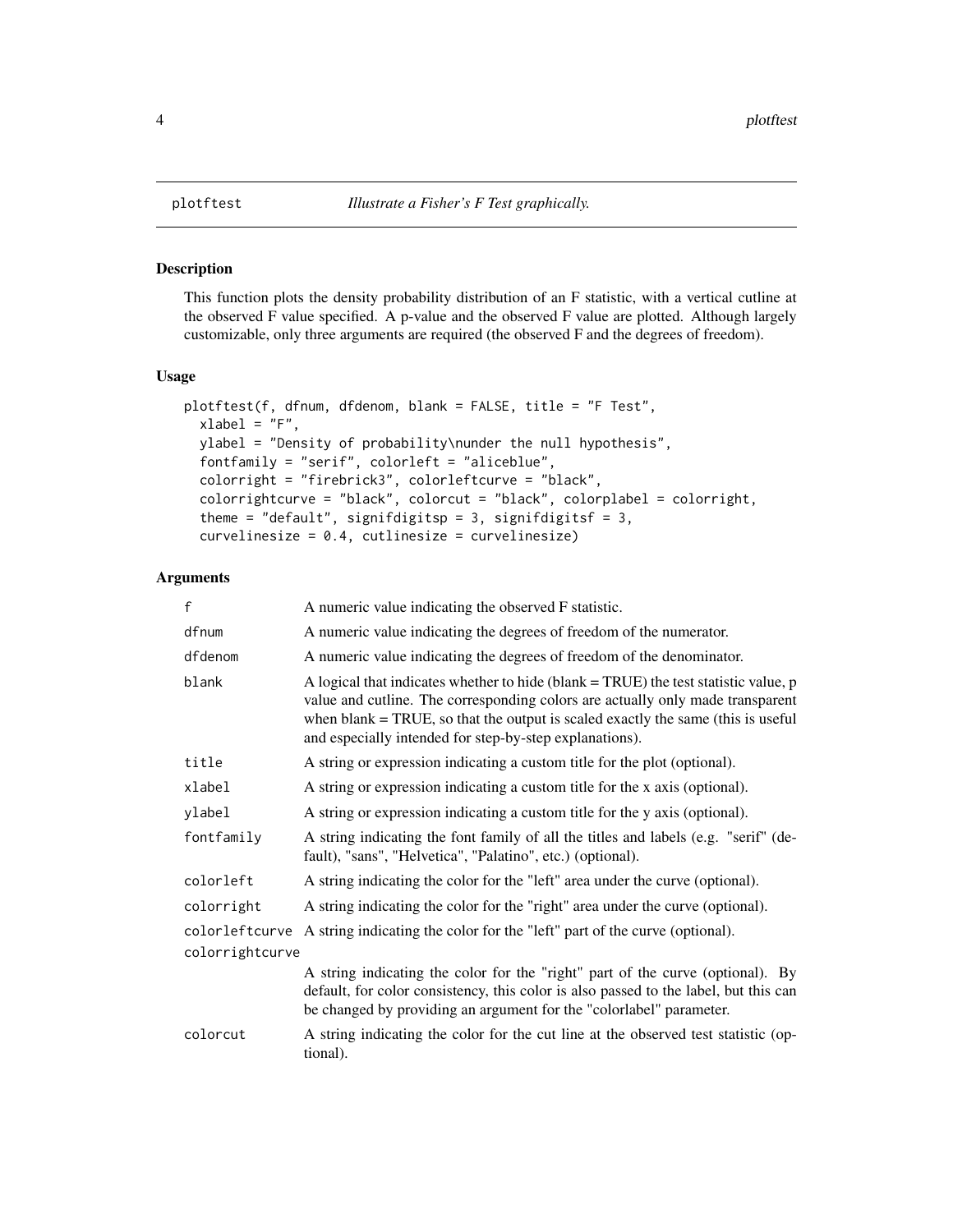plotftest    *Illustrate a Fisher's F Test graphically.*

## Description

This function plots the density probability distribution of an F statistic, with a vertical cutline at the observed F value specified. A p-value and the observed F value are plotted. Although largely customizable, only three arguments are required (the observed F and the degrees of freedom).

## Usage

```
plotftest(f, dfnum, dfdenom, blank = FALSE, title = "F Test",
  xlabel = "F",
  ylabel = "Density of probability\nunder the null hypothesis",
  fontfamily = "serif", colorleft = "aliceblue",
  colorright = "firebrick3", colorleftcurve = "black",
  colorrightcurve = "black", colorcut = "black", colorplabel = colorright,
  theme = "default", signifdigitsp = 3, signifdigitsf = 3,
  curvelinesize = 0.4, cutlinesize = curvelinesize)
```

## Arguments

| Argument | Description |
|---|---|
| f | A numeric value indicating the observed F statistic. |
| dfnum | A numeric value indicating the degrees of freedom of the numerator. |
| dfdenom | A numeric value indicating the degrees of freedom of the denominator. |
| blank | A logical that indicates whether to hide (blank = TRUE) the test statistic value, p value and cutline. The corresponding colors are actually only made transparent when blank = TRUE, so that the output is scaled exactly the same (this is useful and especially intended for step-by-step explanations). |
| title | A string or expression indicating a custom title for the plot (optional). |
| xlabel | A string or expression indicating a custom title for the x axis (optional). |
| ylabel | A string or expression indicating a custom title for the y axis (optional). |
| fontfamily | A string indicating the font family of all the titles and labels (e.g. "serif" (default), "sans", "Helvetica", "Palatino", etc.) (optional). |
| colorleft | A string indicating the color for the "left" area under the curve (optional). |
| colorright | A string indicating the color for the "right" area under the curve (optional). |
| colorleftcurve | A string indicating the color for the "left" part of the curve (optional). |
| colorrightcurve | A string indicating the color for the "right" part of the curve (optional). By default, for color consistency, this color is also passed to the label, but this can be changed by providing an argument for the "colorlabel" parameter. |
| colorcut | A string indicating the color for the cut line at the observed test statistic (optional). |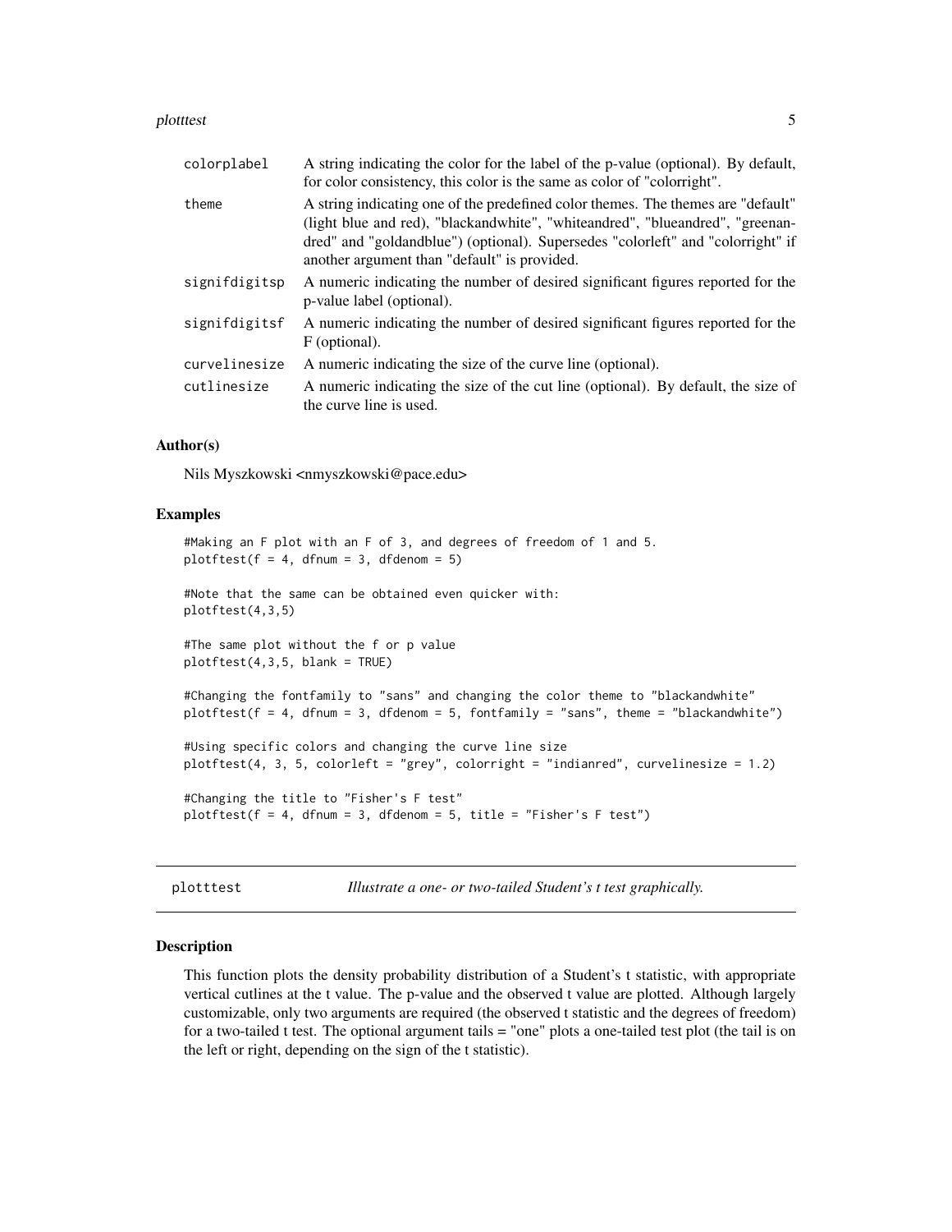| | |
|---|---|
| colorplabel | A string indicating the color for the label of the p-value (optional). By default, for color consistency, this color is the same as color of "colorright". |
| theme | A string indicating one of the predefined color themes. The themes are "default" (light blue and red), "blackandwhite", "whiteandred", "blueandred", "greenandred" and "goldandblue") (optional). Supersedes "colorleft" and "colorright" if another argument than "default" is provided. |
| signifdigitsp | A numeric indicating the number of desired significant figures reported for the p-value label (optional). |
| signifdigitsf | A numeric indicating the number of desired significant figures reported for the F (optional). |
| curvelinesize | A numeric indicating the size of the curve line (optional). |
| cutlinesize | A numeric indicating the size of the cut line (optional). By default, the size of the curve line is used. |

### Author(s)

Nils Myszkowski <nmyszkowski@pace.edu>

### Examples

```
#Making an F plot with an F of 3, and degrees of freedom of 1 and 5.
plotftest(f = 4, dfnum = 3, dfdenom = 5)

#Note that the same can be obtained even quicker with:
plotftest(4,3,5)

#The same plot without the f or p value
plotftest(4,3,5, blank = TRUE)

#Changing the fontfamily to "sans" and changing the color theme to "blackandwhite"
plotftest(f = 4, dfnum = 3, dfdenom = 5, fontfamily = "sans", theme = "blackandwhite")

#Using specific colors and changing the curve line size
plotftest(4, 3, 5, colorleft = "grey", colorright = "indianred", curvelinesize = 1.2)

#Changing the title to "Fisher's F test"
plotftest(f = 4, dfnum = 3, dfdenom = 5, title = "Fisher's F test")
```

---

## plotttest — *Illustrate a one- or two-tailed Student's t test graphically.*

### Description

This function plots the density probability distribution of a Student's t statistic, with appropriate vertical cutlines at the t value. The p-value and the observed t value are plotted. Although largely customizable, only two arguments are required (the observed t statistic and the degrees of freedom) for a two-tailed t test. The optional argument tails = "one" plots a one-tailed test plot (the tail is on the left or right, depending on the sign of the t statistic).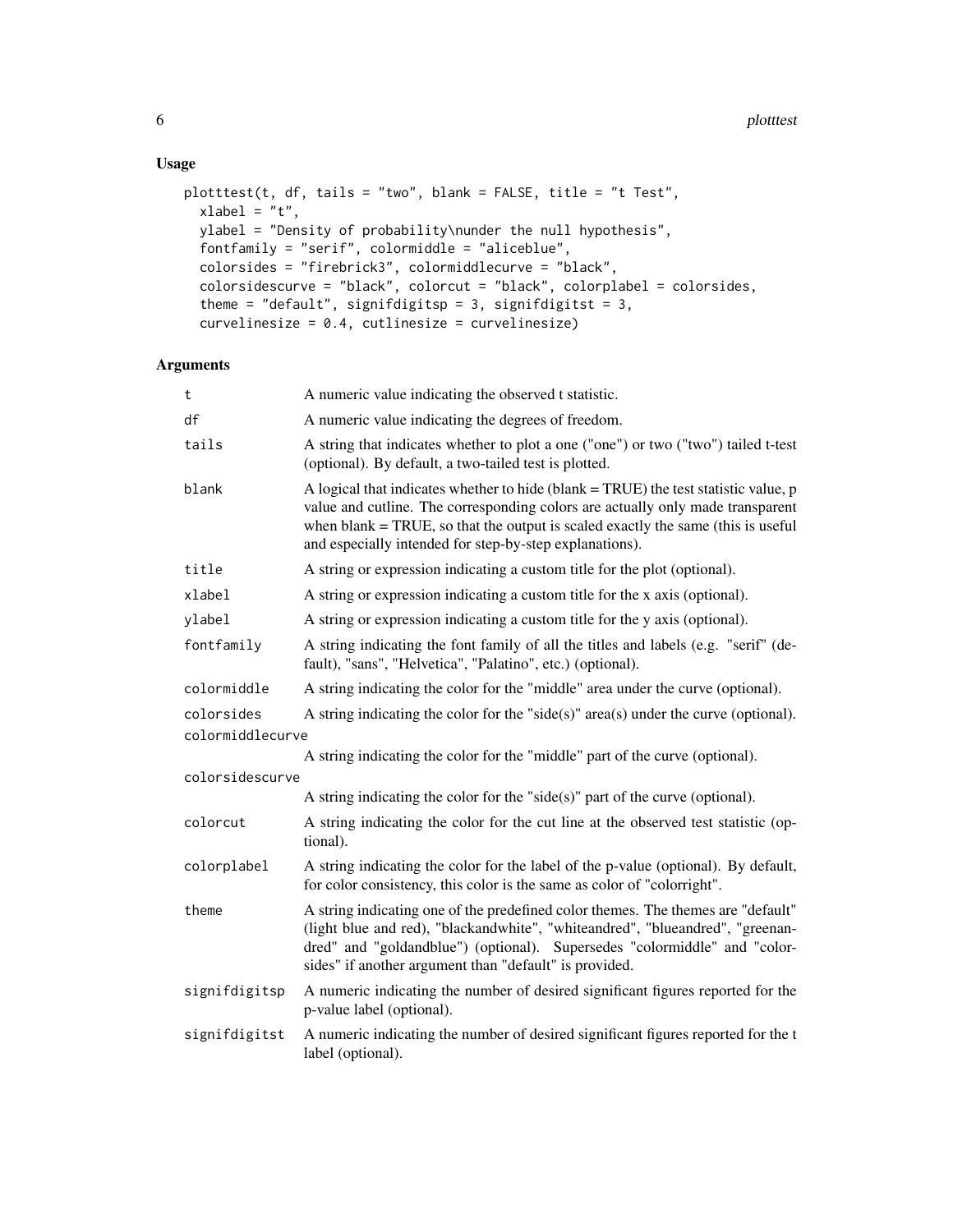## Usage

```
plotttest(t, df, tails = "two", blank = FALSE, title = "t Test",
  xlabel = "t",
  ylabel = "Density of probability\nunder the null hypothesis",
  fontfamily = "serif", colormiddle = "aliceblue",
  colorsides = "firebrick3", colormiddlecurve = "black",
  colorsidescurve = "black", colorcut = "black", colorplabel = colorsides,
  theme = "default", signifdigitsp = 3, signifdigitst = 3,
  curvelinesize = 0.4, cutlinesize = curvelinesize)
```

## Arguments

| Argument | Description |
|---|---|
| `t` | A numeric value indicating the observed t statistic. |
| `df` | A numeric value indicating the degrees of freedom. |
| `tails` | A string that indicates whether to plot a one ("one") or two ("two") tailed t-test (optional). By default, a two-tailed test is plotted. |
| `blank` | A logical that indicates whether to hide (blank = TRUE) the test statistic value, p value and cutline. The corresponding colors are actually only made transparent when blank = TRUE, so that the output is scaled exactly the same (this is useful and especially intended for step-by-step explanations). |
| `title` | A string or expression indicating a custom title for the plot (optional). |
| `xlabel` | A string or expression indicating a custom title for the x axis (optional). |
| `ylabel` | A string or expression indicating a custom title for the y axis (optional). |
| `fontfamily` | A string indicating the font family of all the titles and labels (e.g. "serif" (default), "sans", "Helvetica", "Palatino", etc.) (optional). |
| `colormiddle` | A string indicating the color for the "middle" area under the curve (optional). |
| `colorsides` | A string indicating the color for the "side(s)" area(s) under the curve (optional). |
| `colormiddlecurve` | A string indicating the color for the "middle" part of the curve (optional). |
| `colorsidescurve` | A string indicating the color for the "side(s)" part of the curve (optional). |
| `colorcut` | A string indicating the color for the cut line at the observed test statistic (optional). |
| `colorplabel` | A string indicating the color for the label of the p-value (optional). By default, for color consistency, this color is the same as color of "colorright". |
| `theme` | A string indicating one of the predefined color themes. The themes are "default" (light blue and red), "blackandwhite", "whiteandred", "blueandred", "greenandred" and "goldandblue") (optional). Supersedes "colormiddle" and "colorsides" if another argument than "default" is provided. |
| `signifdigitsp` | A numeric indicating the number of desired significant figures reported for the p-value label (optional). |
| `signifdigitst` | A numeric indicating the number of desired significant figures reported for the t label (optional). |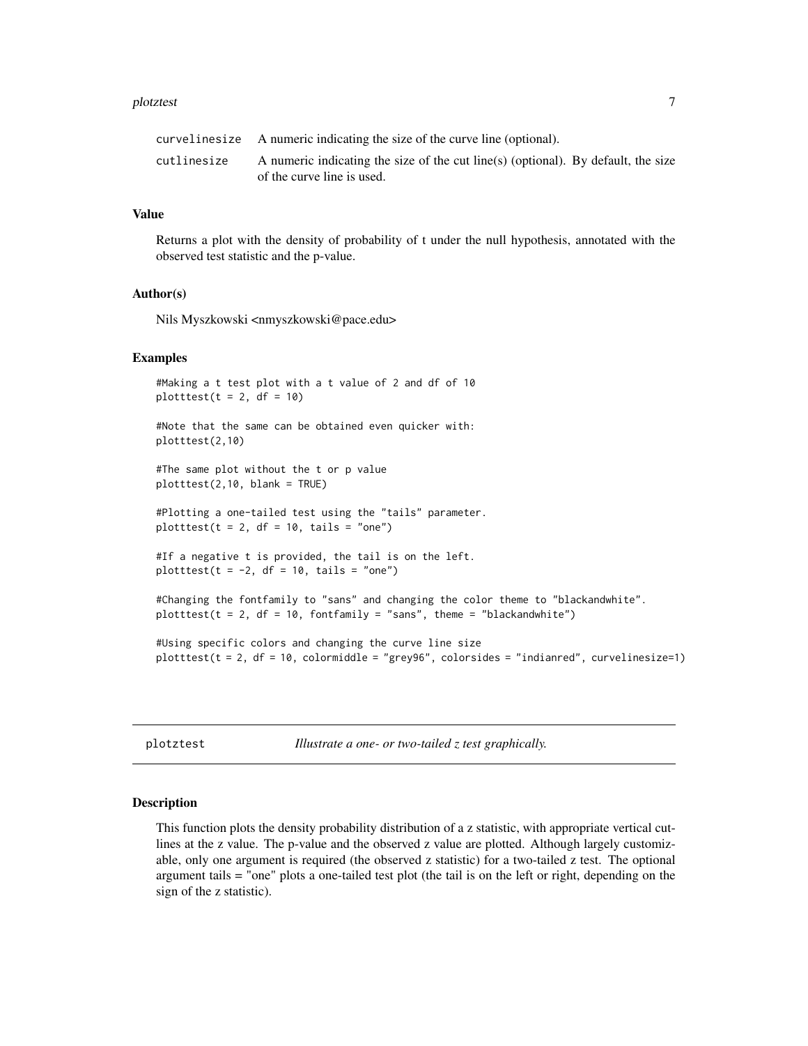| | |
|---|---|
| curvelinesize | A numeric indicating the size of the curve line (optional). |
| cutlinesize | A numeric indicating the size of the cut line(s) (optional). By default, the size of the curve line is used. |

### Value

Returns a plot with the density of probability of t under the null hypothesis, annotated with the observed test statistic and the p-value.

### Author(s)

Nils Myszkowski <nmyszkowski@pace.edu>

### Examples

```
#Making a t test plot with a t value of 2 and df of 10
plotttest(t = 2, df = 10)

#Note that the same can be obtained even quicker with:
plotttest(2,10)

#The same plot without the t or p value
plotttest(2,10, blank = TRUE)

#Plotting a one-tailed test using the "tails" parameter.
plotttest(t = 2, df = 10, tails = "one")

#If a negative t is provided, the tail is on the left.
plotttest(t = -2, df = 10, tails = "one")

#Changing the fontfamily to "sans" and changing the color theme to "blackandwhite".
plotttest(t = 2, df = 10, fontfamily = "sans", theme = "blackandwhite")

#Using specific colors and changing the curve line size
plotttest(t = 2, df = 10, colormiddle = "grey96", colorsides = "indianred", curvelinesize=1)
```

---

## plotztest — *Illustrate a one- or two-tailed z test graphically.*

---

### Description

This function plots the density probability distribution of a z statistic, with appropriate vertical cutlines at the z value. The p-value and the observed z value are plotted. Although largely customizable, only one argument is required (the observed z statistic) for a two-tailed z test. The optional argument tails = "one" plots a one-tailed test plot (the tail is on the left or right, depending on the sign of the z statistic).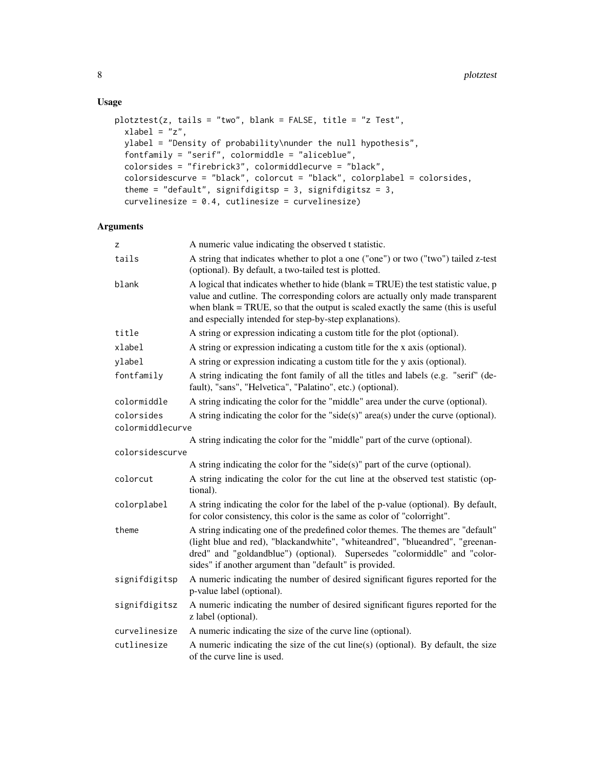## Usage

```
plotztest(z, tails = "two", blank = FALSE, title = "z Test",
  xlabel = "z",
  ylabel = "Density of probability\nunder the null hypothesis",
  fontfamily = "serif", colormiddle = "aliceblue",
  colorsides = "firebrick3", colormiddlecurve = "black",
  colorsidescurve = "black", colorcut = "black", colorplabel = colorsides,
  theme = "default", signifdigitsp = 3, signifdigitsz = 3,
  curvelinesize = 0.4, cutlinesize = curvelinesize)
```

## Arguments

| Argument | Description |
|---|---|
| `z` | A numeric value indicating the observed t statistic. |
| `tails` | A string that indicates whether to plot a one ("one") or two ("two") tailed z-test (optional). By default, a two-tailed test is plotted. |
| `blank` | A logical that indicates whether to hide (blank = TRUE) the test statistic value, p value and cutline. The corresponding colors are actually only made transparent when blank = TRUE, so that the output is scaled exactly the same (this is useful and especially intended for step-by-step explanations). |
| `title` | A string or expression indicating a custom title for the plot (optional). |
| `xlabel` | A string or expression indicating a custom title for the x axis (optional). |
| `ylabel` | A string or expression indicating a custom title for the y axis (optional). |
| `fontfamily` | A string indicating the font family of all the titles and labels (e.g. "serif" (default), "sans", "Helvetica", "Palatino", etc.) (optional). |
| `colormiddle` | A string indicating the color for the "middle" area under the curve (optional). |
| `colorsides` | A string indicating the color for the "side(s)" area(s) under the curve (optional). |
| `colormiddlecurve` | A string indicating the color for the "middle" part of the curve (optional). |
| `colorsidescurve` | A string indicating the color for the "side(s)" part of the curve (optional). |
| `colorcut` | A string indicating the color for the cut line at the observed test statistic (optional). |
| `colorplabel` | A string indicating the color for the label of the p-value (optional). By default, for color consistency, this color is the same as color of "colorright". |
| `theme` | A string indicating one of the predefined color themes. The themes are "default" (light blue and red), "blackandwhite", "whiteandred", "blueandred", "greenandred" and "goldandblue") (optional). Supersedes "colormiddle" and "colorsides" if another argument than "default" is provided. |
| `signifdigitsp` | A numeric indicating the number of desired significant figures reported for the p-value label (optional). |
| `signifdigitsz` | A numeric indicating the number of desired significant figures reported for the z label (optional). |
| `curvelinesize` | A numeric indicating the size of the curve line (optional). |
| `cutlinesize` | A numeric indicating the size of the cut line(s) (optional). By default, the size of the curve line is used. |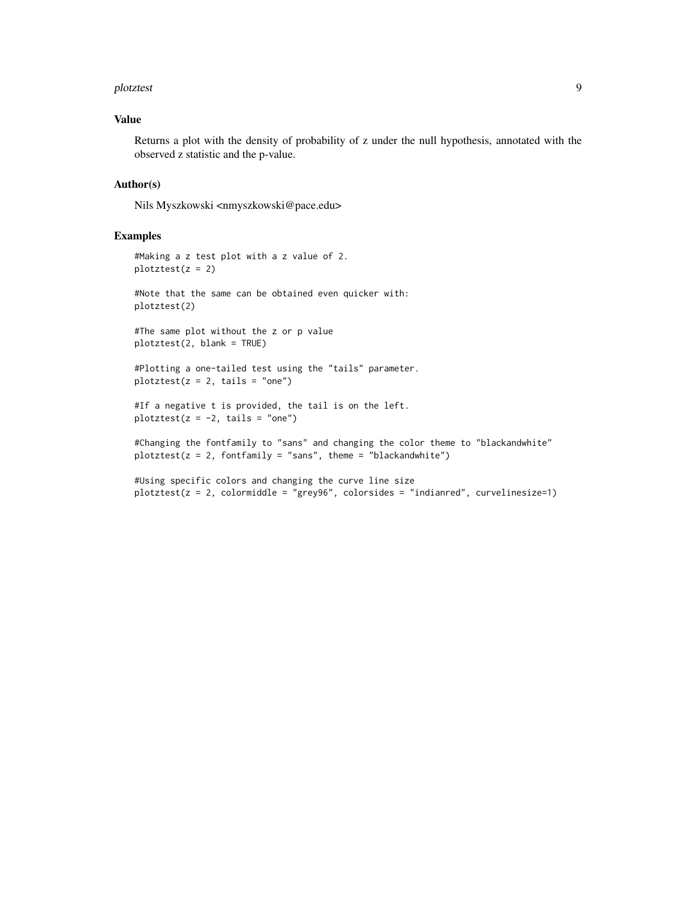## Value

Returns a plot with the density of probability of z under the null hypothesis, annotated with the observed z statistic and the p-value.

## Author(s)

Nils Myszkowski <nmyszkowski@pace.edu>

## Examples

```
#Making a z test plot with a z value of 2.
plotztest(z = 2)

#Note that the same can be obtained even quicker with:
plotztest(2)

#The same plot without the z or p value
plotztest(2, blank = TRUE)

#Plotting a one-tailed test using the "tails" parameter.
plotztest(z = 2, tails = "one")

#If a negative t is provided, the tail is on the left.
plotztest(z = -2, tails = "one")

#Changing the fontfamily to "sans" and changing the color theme to "blackandwhite"
plotztest(z = 2, fontfamily = "sans", theme = "blackandwhite")

#Using specific colors and changing the curve line size
plotztest(z = 2, colormiddle = "grey96", colorsides = "indianred", curvelinesize=1)
```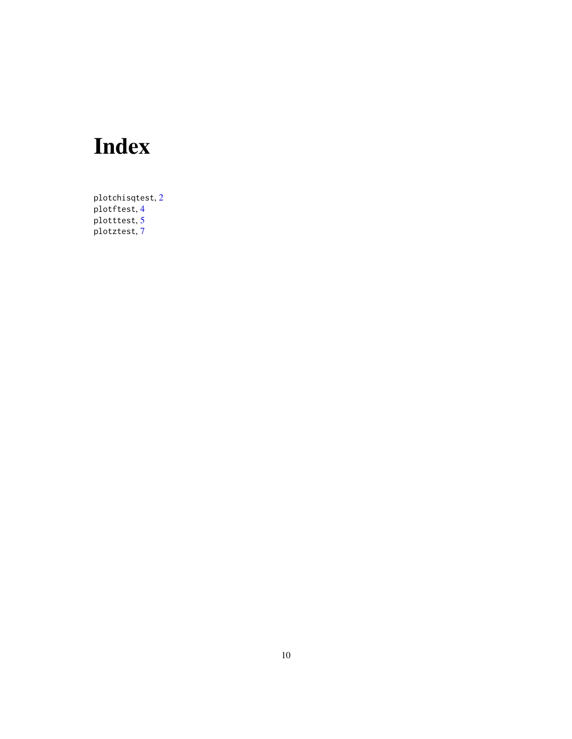# Index

plotchisqtest, 2
plotftest, 4
plotttest, 5
plotztest, 7